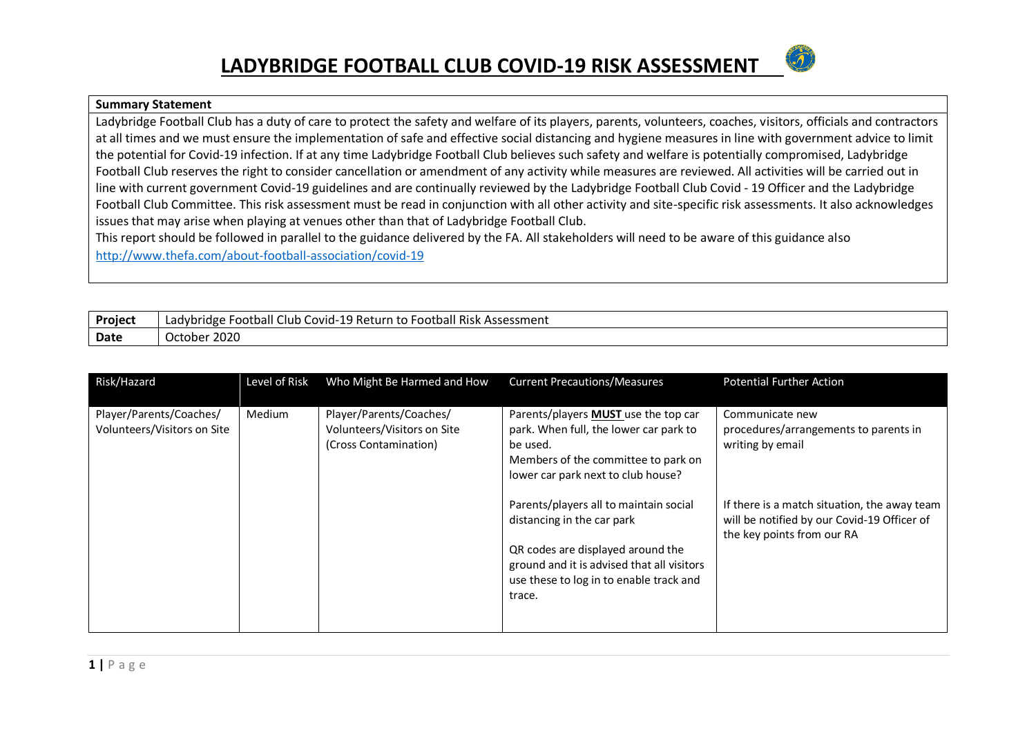# LADYBRIDGE FOOTBALL CLUB COVID-19 RISK ASSESSMENT

| **Summary Statement** |
|---|
| Ladybridge Football Club has a duty of care to protect the safety and welfare of its players, parents, volunteers, coaches, visitors, officials and contractors at all times and we must ensure the implementation of safe and effective social distancing and hygiene measures in line with government advice to limit the potential for Covid-19 infection. If at any time Ladybridge Football Club believes such safety and welfare is potentially compromised, Ladybridge Football Club reserves the right to consider cancellation or amendment of any activity while measures are reviewed. All activities will be carried out in line with current government Covid-19 guidelines and are continually reviewed by the Ladybridge Football Club Covid - 19 Officer and the Ladybridge Football Club Committee. This risk assessment must be read in conjunction with all other activity and site-specific risk assessments. It also acknowledges issues that may arise when playing at venues other than that of Ladybridge Football Club.<br>This report should be followed in parallel to the guidance delivered by the FA. All stakeholders will need to be aware of this guidance also<br>http://www.thefa.com/about-football-association/covid-19 |

| **Project** | Ladybridge Football Club Covid-19 Return to Football Risk Assessment |
|---|---|
| **Date** | October 2020 |

| Risk/Hazard | Level of Risk | Who Might Be Harmed and How | Current Precautions/Measures | Potential Further Action |
|---|---|---|---|---|
| Player/Parents/Coaches/ Volunteers/Visitors on Site | Medium | Player/Parents/Coaches/ Volunteers/Visitors on Site (Cross Contamination) | Parents/players **MUST** use the top car park. When full, the lower car park to be used.<br>Members of the committee to park on lower car park next to club house?<br><br>Parents/players all to maintain social distancing in the car park<br><br>QR codes are displayed around the ground and it is advised that all visitors use these to log in to enable track and trace. | Communicate new procedures/arrangements to parents in writing by email<br><br>If there is a match situation, the away team will be notified by our Covid-19 Officer of the key points from our RA |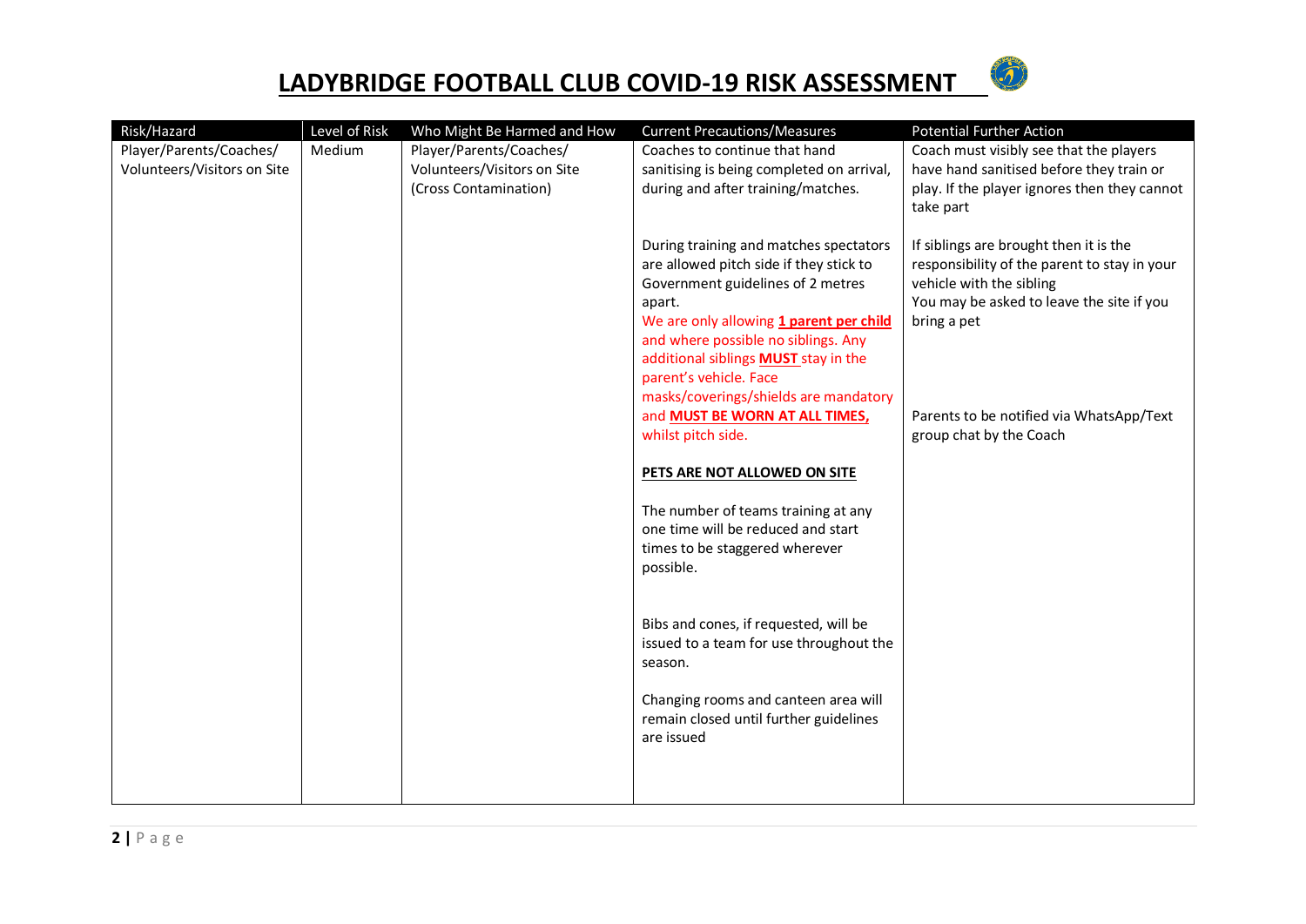# LADYBRIDGE FOOTBALL CLUB COVID-19 RISK ASSESSMENT

| Risk/Hazard | Level of Risk | Who Might Be Harmed and How | Current Precautions/Measures | Potential Further Action |
|---|---|---|---|---|
| Player/Parents/Coaches/ Volunteers/Visitors on Site | Medium | Player/Parents/Coaches/ Volunteers/Visitors on Site (Cross Contamination) | Coaches to continue that hand sanitising is being completed on arrival, during and after training/matches.<br><br>During training and matches spectators are allowed pitch side if they stick to Government guidelines of 2 metres apart.<br>We are only allowing **1 parent per child** and where possible no siblings. Any additional siblings **MUST** stay in the parent's vehicle. Face masks/coverings/shields are mandatory and **MUST BE WORN AT ALL TIMES,** whilst pitch side.<br><br>**PETS ARE NOT ALLOWED ON SITE**<br><br>The number of teams training at any one time will be reduced and start times to be staggered wherever possible.<br><br>Bibs and cones, if requested, will be issued to a team for use throughout the season.<br><br>Changing rooms and canteen area will remain closed until further guidelines are issued | Coach must visibly see that the players have hand sanitised before they train or play. If the player ignores then they cannot take part<br><br>If siblings are brought then it is the responsibility of the parent to stay in your vehicle with the sibling<br>You may be asked to leave the site if you bring a pet<br><br>Parents to be notified via WhatsApp/Text group chat by the Coach |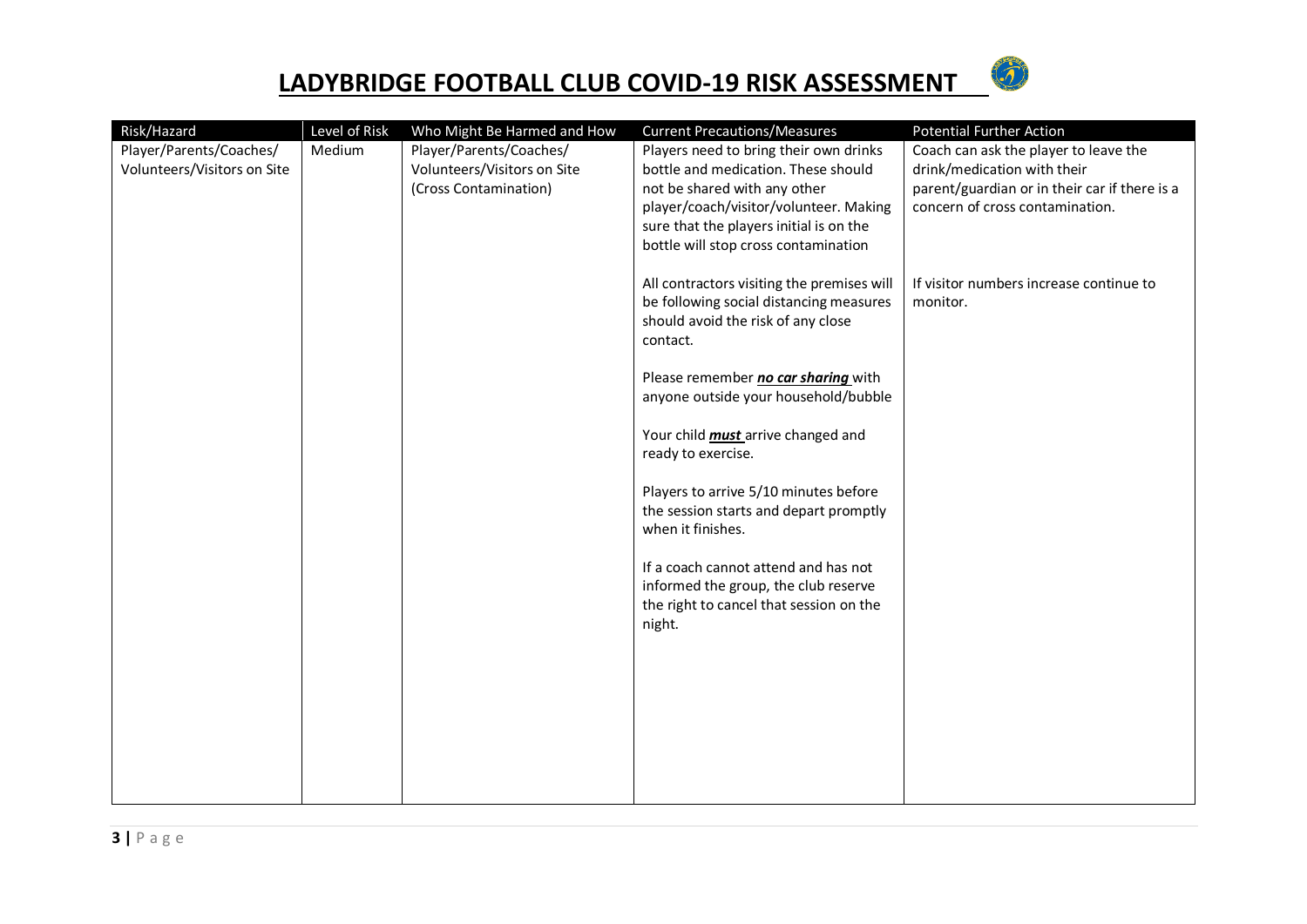# LADYBRIDGE FOOTBALL CLUB COVID-19 RISK ASSESSMENT

| Risk/Hazard | Level of Risk | Who Might Be Harmed and How | Current Precautions/Measures | Potential Further Action |
|---|---|---|---|---|
| Player/Parents/Coaches/ Volunteers/Visitors on Site | Medium | Player/Parents/Coaches/ Volunteers/Visitors on Site (Cross Contamination) | Players need to bring their own drinks bottle and medication. These should not be shared with any other player/coach/visitor/volunteer. Making sure that the players initial is on the bottle will stop cross contamination<br><br>All contractors visiting the premises will be following social distancing measures should avoid the risk of any close contact.<br><br>Please remember ***no car sharing*** with anyone outside your household/bubble<br><br>Your child ***must*** arrive changed and ready to exercise.<br><br>Players to arrive 5/10 minutes before the session starts and depart promptly when it finishes.<br><br>If a coach cannot attend and has not informed the group, the club reserve the right to cancel that session on the night. | Coach can ask the player to leave the drink/medication with their parent/guardian or in their car if there is a concern of cross contamination.<br><br>If visitor numbers increase continue to monitor. |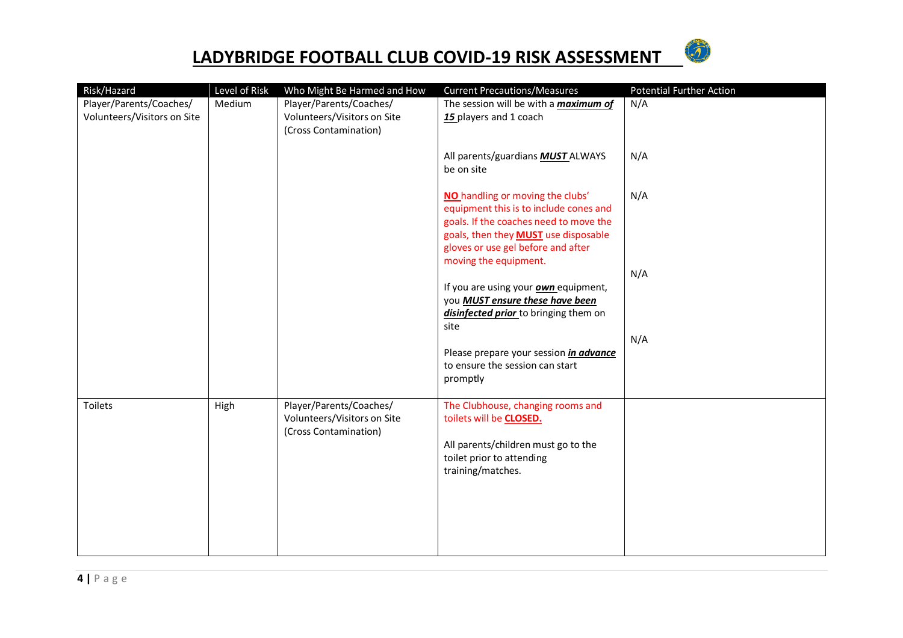# LADYBRIDGE FOOTBALL CLUB COVID-19 RISK ASSESSMENT

| Risk/Hazard | Level of Risk | Who Might Be Harmed and How | Current Precautions/Measures | Potential Further Action |
|---|---|---|---|---|
| Player/Parents/Coaches/ Volunteers/Visitors on Site | Medium | Player/Parents/Coaches/ Volunteers/Visitors on Site (Cross Contamination) | The session will be with a ***maximum of 15*** players and 1 coach | N/A |
| | | | All parents/guardians ***MUST*** ALWAYS be on site | N/A |
| | | | **NO** handling or moving the clubs' equipment this is to include cones and goals. If the coaches need to move the goals, then they **MUST** use disposable gloves or use gel before and after moving the equipment. | N/A |
| | | | If you are using your ***own*** equipment, you ***MUST ensure these have been disinfected prior*** to bringing them on site | N/A |
| | | | Please prepare your session ***in advance*** to ensure the session can start promptly | N/A |
| Toilets | High | Player/Parents/Coaches/ Volunteers/Visitors on Site (Cross Contamination) | The Clubhouse, changing rooms and toilets will be **CLOSED.** All parents/children must go to the toilet prior to attending training/matches. | |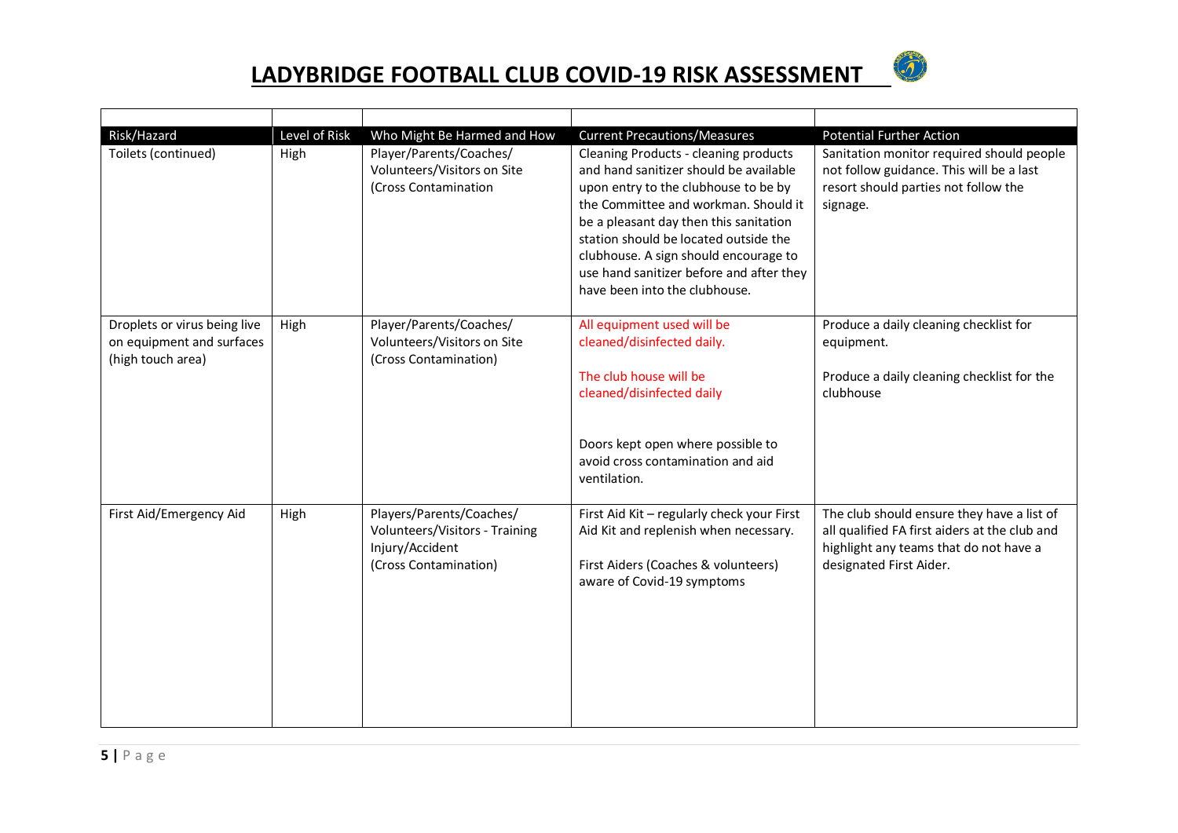# LADYBRIDGE FOOTBALL CLUB COVID-19 RISK ASSESSMENT

| Risk/Hazard | Level of Risk | Who Might Be Harmed and How | Current Precautions/Measures | Potential Further Action |
|---|---|---|---|---|
| Toilets (continued) | High | Player/Parents/Coaches/ Volunteers/Visitors on Site (Cross Contamination | Cleaning Products - cleaning products and hand sanitizer should be available upon entry to the clubhouse to be by the Committee and workman. Should it be a pleasant day then this sanitation station should be located outside the clubhouse. A sign should encourage to use hand sanitizer before and after they have been into the clubhouse. | Sanitation monitor required should people not follow guidance. This will be a last resort should parties not follow the signage. |
| Droplets or virus being live on equipment and surfaces (high touch area) | High | Player/Parents/Coaches/ Volunteers/Visitors on Site (Cross Contamination) | All equipment used will be cleaned/disinfected daily.<br><br>The club house will be cleaned/disinfected daily<br><br>Doors kept open where possible to avoid cross contamination and aid ventilation. | Produce a daily cleaning checklist for equipment.<br><br>Produce a daily cleaning checklist for the clubhouse |
| First Aid/Emergency Aid | High | Players/Parents/Coaches/ Volunteers/Visitors - Training Injury/Accident (Cross Contamination) | First Aid Kit – regularly check your First Aid Kit and replenish when necessary.<br><br>First Aiders (Coaches & volunteers) aware of Covid-19 symptoms | The club should ensure they have a list of all qualified FA first aiders at the club and highlight any teams that do not have a designated First Aider. |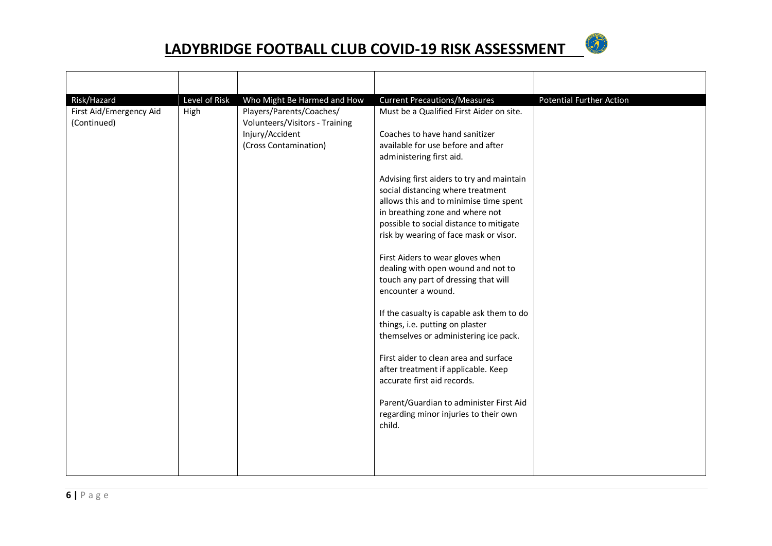# LADYBRIDGE FOOTBALL CLUB COVID-19 RISK ASSESSMENT

| Risk/Hazard | Level of Risk | Who Might Be Harmed and How | Current Precautions/Measures | Potential Further Action |
|---|---|---|---|---|
| First Aid/Emergency Aid (Continued) | High | Players/Parents/Coaches/ Volunteers/Visitors - Training Injury/Accident (Cross Contamination) | Must be a Qualified First Aider on site.<br><br>Coaches to have hand sanitizer available for use before and after administering first aid.<br><br>Advising first aiders to try and maintain social distancing where treatment allows this and to minimise time spent in breathing zone and where not possible to social distance to mitigate risk by wearing of face mask or visor.<br><br>First Aiders to wear gloves when dealing with open wound and not to touch any part of dressing that will encounter a wound.<br><br>If the casualty is capable ask them to do things, i.e. putting on plaster themselves or administering ice pack.<br><br>First aider to clean area and surface after treatment if applicable. Keep accurate first aid records.<br><br>Parent/Guardian to administer First Aid regarding minor injuries to their own child. | |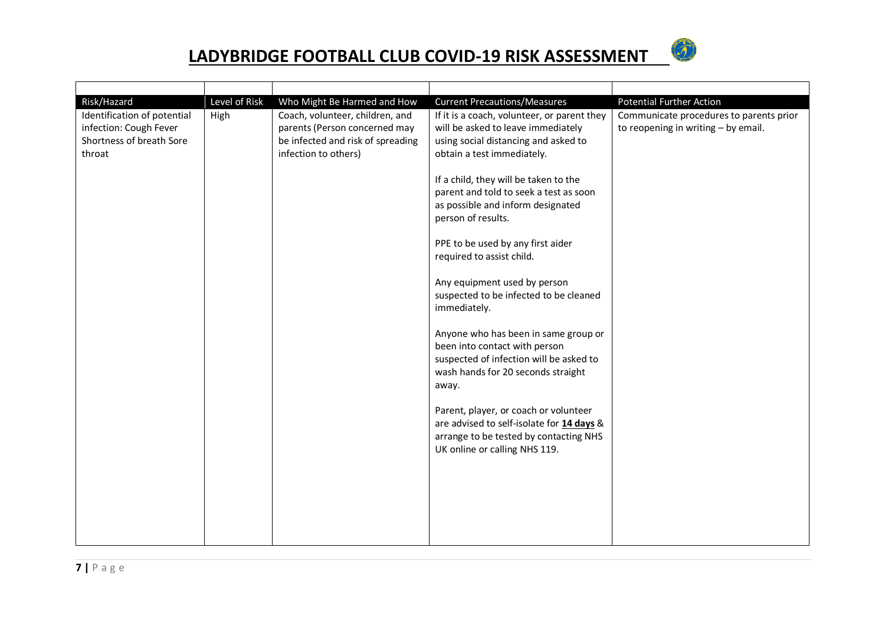# LADYBRIDGE FOOTBALL CLUB COVID-19 RISK ASSESSMENT

| Risk/Hazard | Level of Risk | Who Might Be Harmed and How | Current Precautions/Measures | Potential Further Action |
|---|---|---|---|---|
| Identification of potential infection: Cough Fever Shortness of breath Sore throat | High | Coach, volunteer, children, and parents (Person concerned may be infected and risk of spreading infection to others) | If it is a coach, volunteer, or parent they will be asked to leave immediately using social distancing and asked to obtain a test immediately.<br><br>If a child, they will be taken to the parent and told to seek a test as soon as possible and inform designated person of results.<br><br>PPE to be used by any first aider required to assist child.<br><br>Any equipment used by person suspected to be infected to be cleaned immediately.<br><br>Anyone who has been in same group or been into contact with person suspected of infection will be asked to wash hands for 20 seconds straight away.<br><br>Parent, player, or coach or volunteer are advised to self-isolate for **14 days** & arrange to be tested by contacting NHS UK online or calling NHS 119. | Communicate procedures to parents prior to reopening in writing – by email. |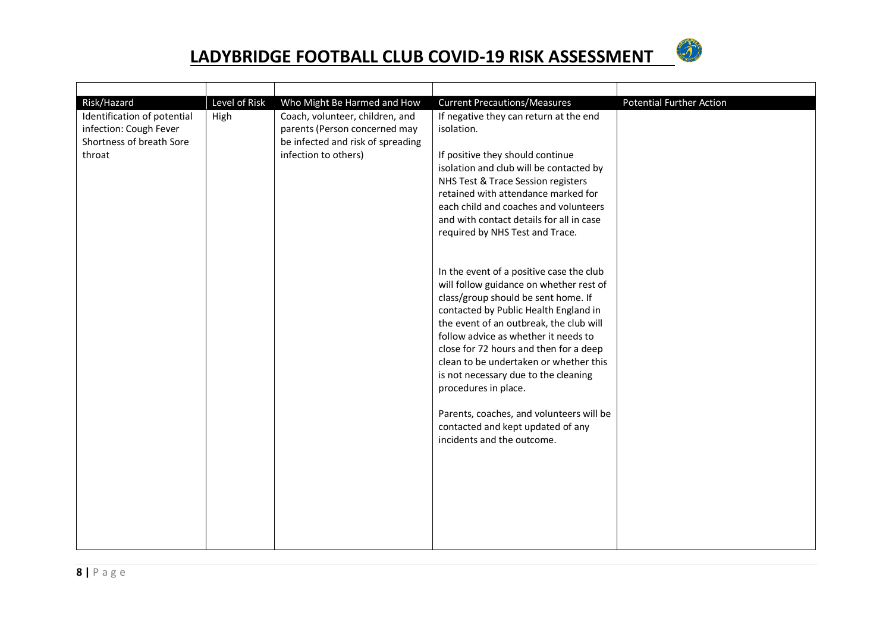# LADYBRIDGE FOOTBALL CLUB COVID-19 RISK ASSESSMENT

| Risk/Hazard | Level of Risk | Who Might Be Harmed and How | Current Precautions/Measures | Potential Further Action |
|---|---|---|---|---|
| Identification of potential infection: Cough Fever Shortness of breath Sore throat | High | Coach, volunteer, children, and parents (Person concerned may be infected and risk of spreading infection to others) | If negative they can return at the end isolation.<br><br>If positive they should continue isolation and club will be contacted by NHS Test & Trace Session registers retained with attendance marked for each child and coaches and volunteers and with contact details for all in case required by NHS Test and Trace.<br><br>In the event of a positive case the club will follow guidance on whether rest of class/group should be sent home. If contacted by Public Health England in the event of an outbreak, the club will follow advice as whether it needs to close for 72 hours and then for a deep clean to be undertaken or whether this is not necessary due to the cleaning procedures in place.<br><br>Parents, coaches, and volunteers will be contacted and kept updated of any incidents and the outcome. | |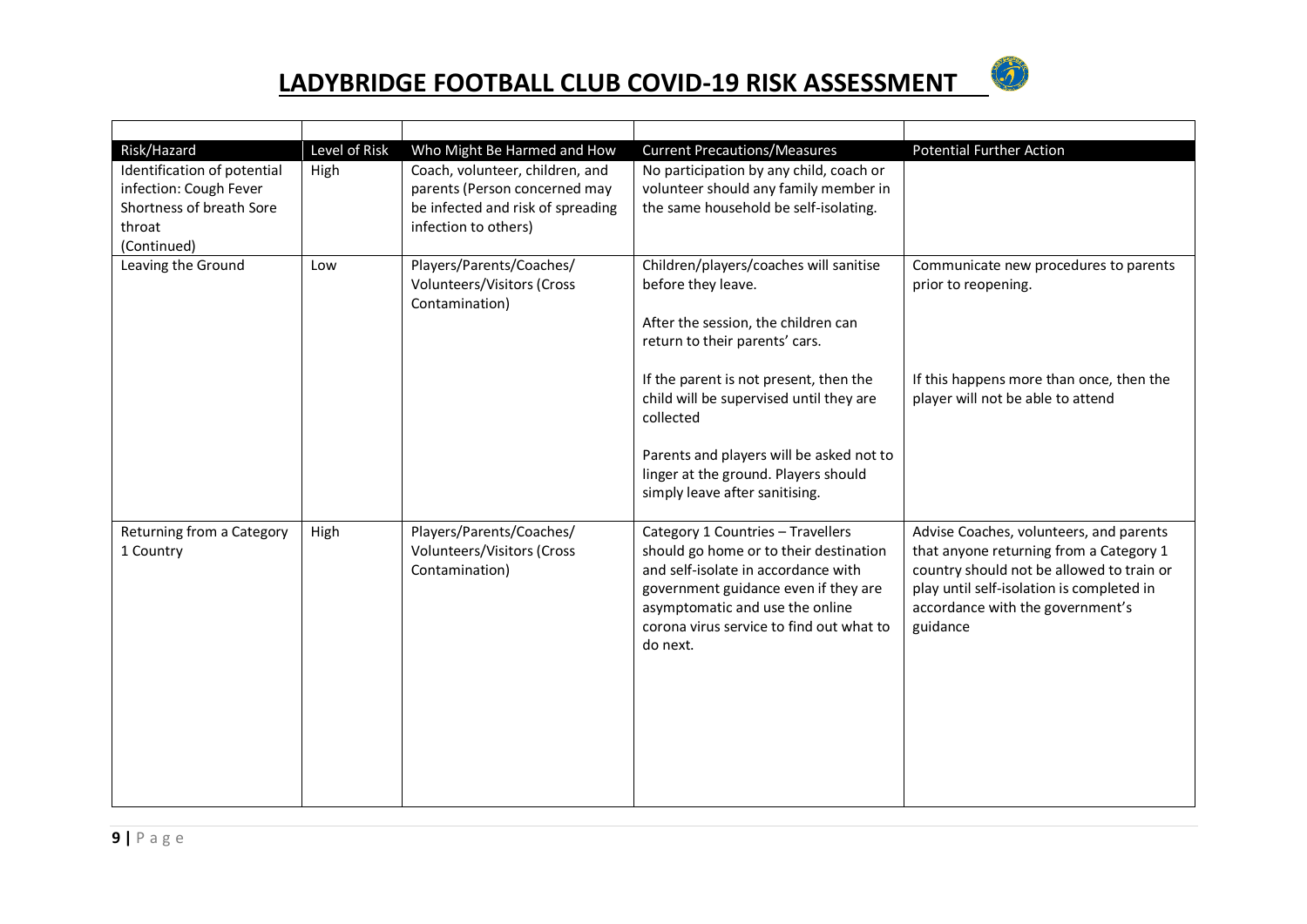# LADYBRIDGE FOOTBALL CLUB COVID-19 RISK ASSESSMENT

| | | | | |
|---|---|---|---|---|
| Risk/Hazard | Level of Risk | Who Might Be Harmed and How | Current Precautions/Measures | Potential Further Action |
| Identification of potential infection: Cough Fever Shortness of breath Sore throat (Continued) | High | Coach, volunteer, children, and parents (Person concerned may be infected and risk of spreading infection to others) | No participation by any child, coach or volunteer should any family member in the same household be self-isolating. | |
| Leaving the Ground | Low | Players/Parents/Coaches/ Volunteers/Visitors (Cross Contamination) | Children/players/coaches will sanitise before they leave.<br><br>After the session, the children can return to their parents' cars.<br><br>If the parent is not present, then the child will be supervised until they are collected<br><br>Parents and players will be asked not to linger at the ground. Players should simply leave after sanitising. | Communicate new procedures to parents prior to reopening.<br><br>If this happens more than once, then the player will not be able to attend |
| Returning from a Category 1 Country | High | Players/Parents/Coaches/ Volunteers/Visitors (Cross Contamination) | Category 1 Countries – Travellers should go home or to their destination and self-isolate in accordance with government guidance even if they are asymptomatic and use the online corona virus service to find out what to do next. | Advise Coaches, volunteers, and parents that anyone returning from a Category 1 country should not be allowed to train or play until self-isolation is completed in accordance with the government's guidance |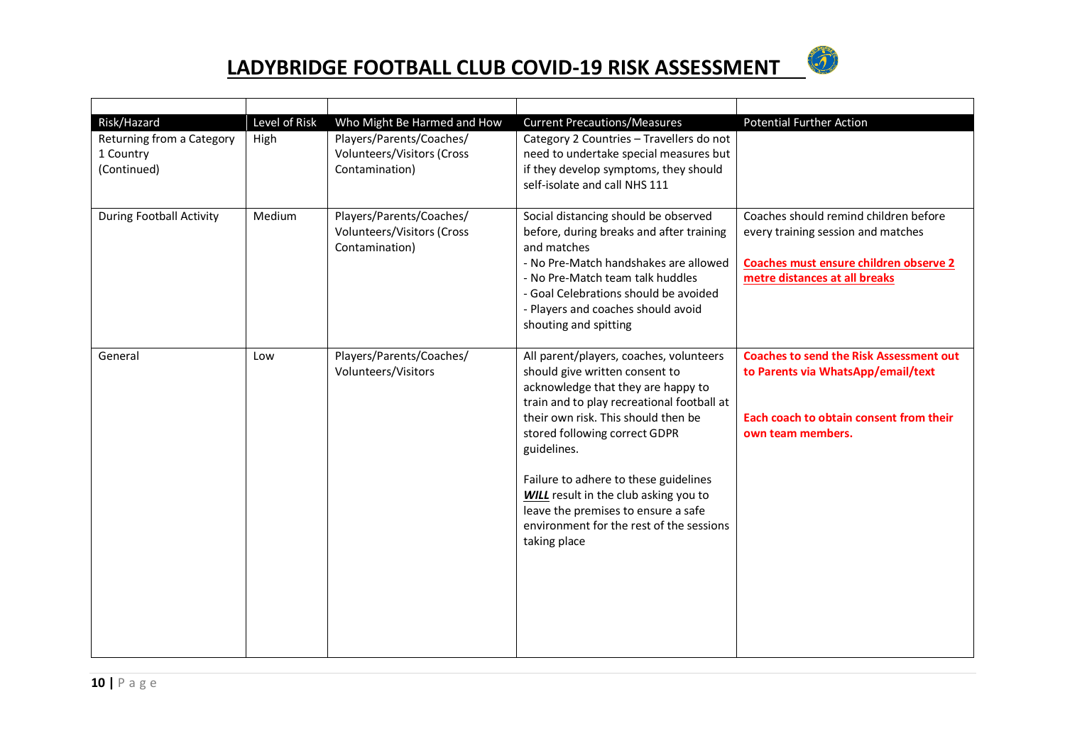# LADYBRIDGE FOOTBALL CLUB COVID-19 RISK ASSESSMENT

| Risk/Hazard | Level of Risk | Who Might Be Harmed and How | Current Precautions/Measures | Potential Further Action |
|---|---|---|---|---|
| Returning from a Category 1 Country (Continued) | High | Players/Parents/Coaches/ Volunteers/Visitors (Cross Contamination) | Category 2 Countries – Travellers do not need to undertake special measures but if they develop symptoms, they should self-isolate and call NHS 111 | |
| During Football Activity | Medium | Players/Parents/Coaches/ Volunteers/Visitors (Cross Contamination) | Social distancing should be observed before, during breaks and after training and matches<br>- No Pre-Match handshakes are allowed<br>- No Pre-Match team talk huddles<br>- Goal Celebrations should be avoided<br>- Players and coaches should avoid shouting and spitting | Coaches should remind children before every training session and matches<br><br>**Coaches must ensure children observe 2 metre distances at all breaks** |
| General | Low | Players/Parents/Coaches/ Volunteers/Visitors | All parent/players, coaches, volunteers should give written consent to acknowledge that they are happy to train and to play recreational football at their own risk. This should then be stored following correct GDPR guidelines.<br><br>Failure to adhere to these guidelines ***WILL*** result in the club asking you to leave the premises to ensure a safe environment for the rest of the sessions taking place | **Coaches to send the Risk Assessment out to Parents via WhatsApp/email/text**<br><br>**Each coach to obtain consent from their own team members.** |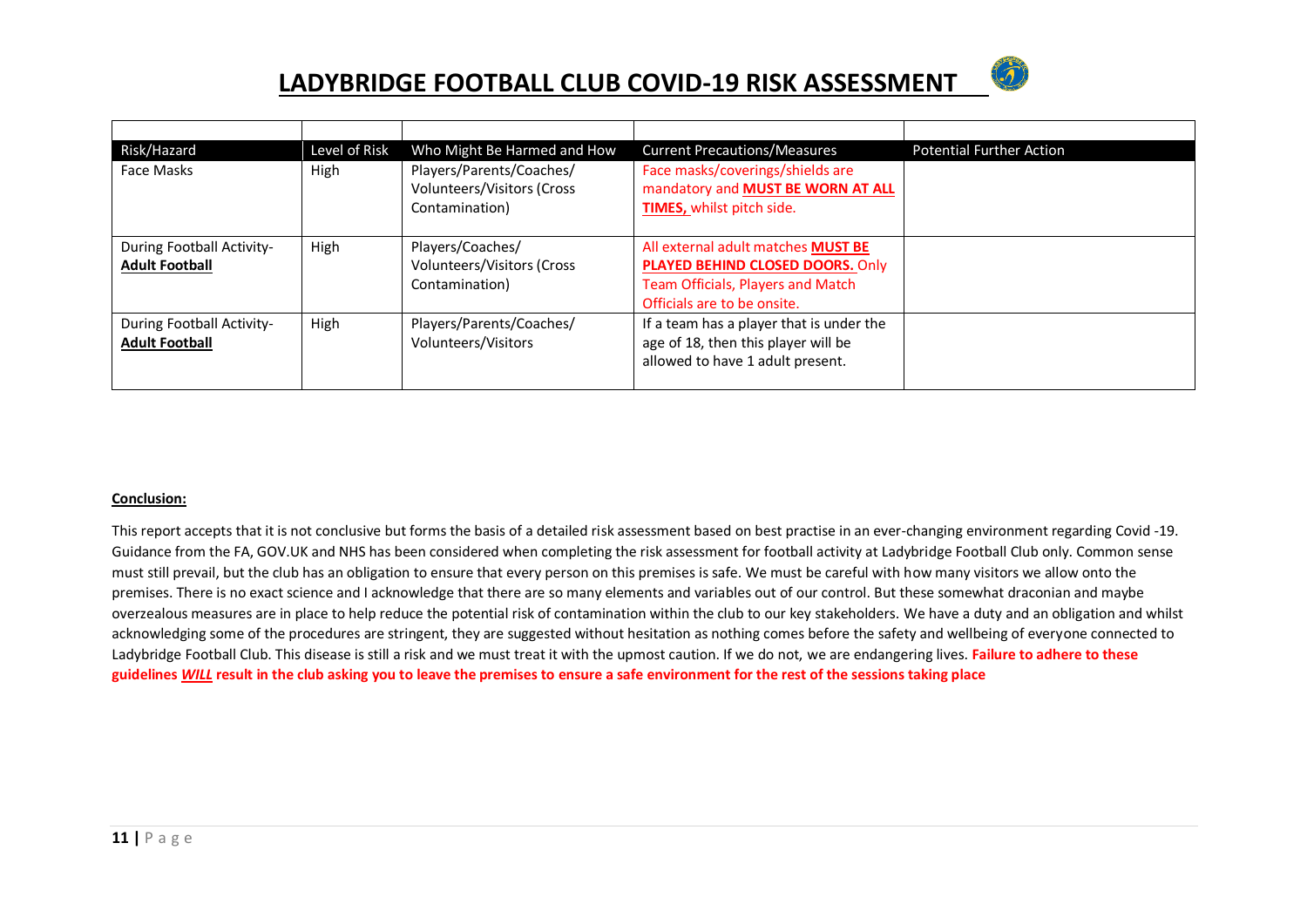# LADYBRIDGE FOOTBALL CLUB COVID-19 RISK ASSESSMENT

| Risk/Hazard | Level of Risk | Who Might Be Harmed and How | Current Precautions/Measures | Potential Further Action |
|---|---|---|---|---|
| Face Masks | High | Players/Parents/Coaches/ Volunteers/Visitors (Cross Contamination) | Face masks/coverings/shields are mandatory and **MUST BE WORN AT ALL TIMES,** whilst pitch side. | |
| During Football Activity- **Adult Football** | High | Players/Coaches/ Volunteers/Visitors (Cross Contamination) | All external adult matches **MUST BE PLAYED BEHIND CLOSED DOORS.** Only Team Officials, Players and Match Officials are to be onsite. | |
| During Football Activity- **Adult Football** | High | Players/Parents/Coaches/ Volunteers/Visitors | If a team has a player that is under the age of 18, then this player will be allowed to have 1 adult present. | |

**Conclusion:**

This report accepts that it is not conclusive but forms the basis of a detailed risk assessment based on best practise in an ever-changing environment regarding Covid -19. Guidance from the FA, GOV.UK and NHS has been considered when completing the risk assessment for football activity at Ladybridge Football Club only. Common sense must still prevail, but the club has an obligation to ensure that every person on this premises is safe. We must be careful with how many visitors we allow onto the premises. There is no exact science and I acknowledge that there are so many elements and variables out of our control. But these somewhat draconian and maybe overzealous measures are in place to help reduce the potential risk of contamination within the club to our key stakeholders. We have a duty and an obligation and whilst acknowledging some of the procedures are stringent, they are suggested without hesitation as nothing comes before the safety and wellbeing of everyone connected to Ladybridge Football Club. This disease is still a risk and we must treat it with the upmost caution. If we do not, we are endangering lives. **Failure to adhere to these guidelines *WILL* result in the club asking you to leave the premises to ensure a safe environment for the rest of the sessions taking place**